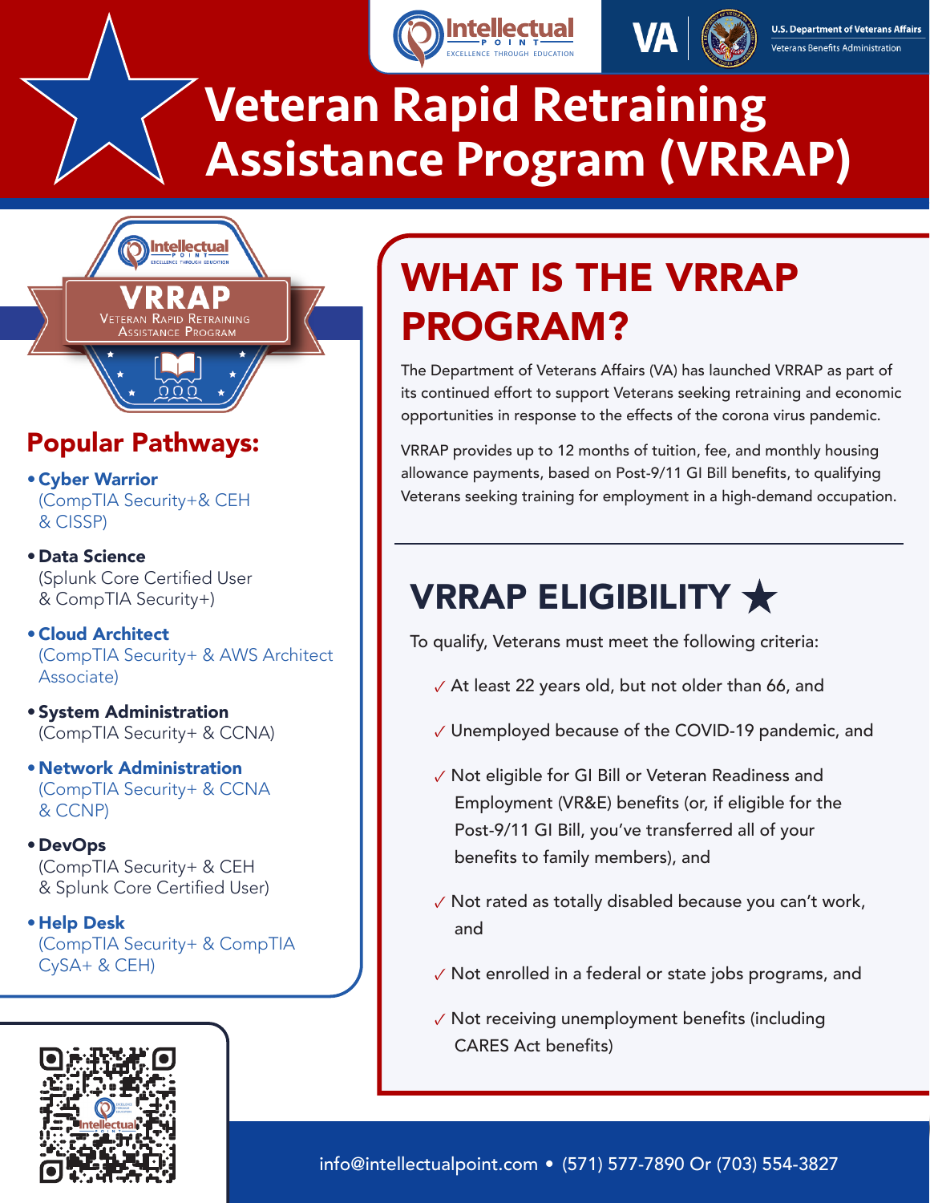# Veteran Rapid Retraining Assistance Program (VRRAP)

## WHAT IS THE VRRAP PROGRAM?

The Department of Veterans Affairs (VA) has launched VRRAP as part of its continued effort to support Veterans seeking retraining and economic opportunities in response to the effects of the corona virus pandemic.

VRRAP provides up to 12 months of tuition, fee, and monthly housing allowance payments, based on Post-9/11 GI Bill benefits, to qualifying Veterans seeking training for employment in a high-demand occupation.

## VRRAP ELIGIBILITY ★

To qualify, Veterans must meet the following criteria:

- ✓ At least 22 years old, but not older than 66, and
- ✓ Unemployed because of the COVID-19 pandemic, and
- ✓ Not eligible for GI Bill or Veteran Readiness and Employment (VR&E) benefits (or, if eligible for the Post-9/11 GI Bill, you've transferred all of your benefits to family members), and
- ✓ Not rated as totally disabled because you can't work, and
- ✓ Not enrolled in a federal or state jobs programs, and
- ✓ Not receiving unemployment benefits (including CARES Act benefits)

## Popular Pathways:

- **Cyber Warrior** (CompTIA Security+& CEH & CISSP)
- **Data Science** (Splunk Core Certified User & CompTIA Security+)
- **Cloud Architect** (CompTIA Security+ & AWS Architect Associate)
- **System Administration** (CompTIA Security+ & CCNA)
- **Network Administration** (CompTIA Security+ & CCNA & CCNP)
- **DevOps** (CompTIA Security+ & CEH & Splunk Core Certified User)
- **Help Desk** (CompTIA Security+ & CompTIA CySA+ & CEH)

info@intellectualpoint.com • (571) 577-7890 Or (703) 554-3827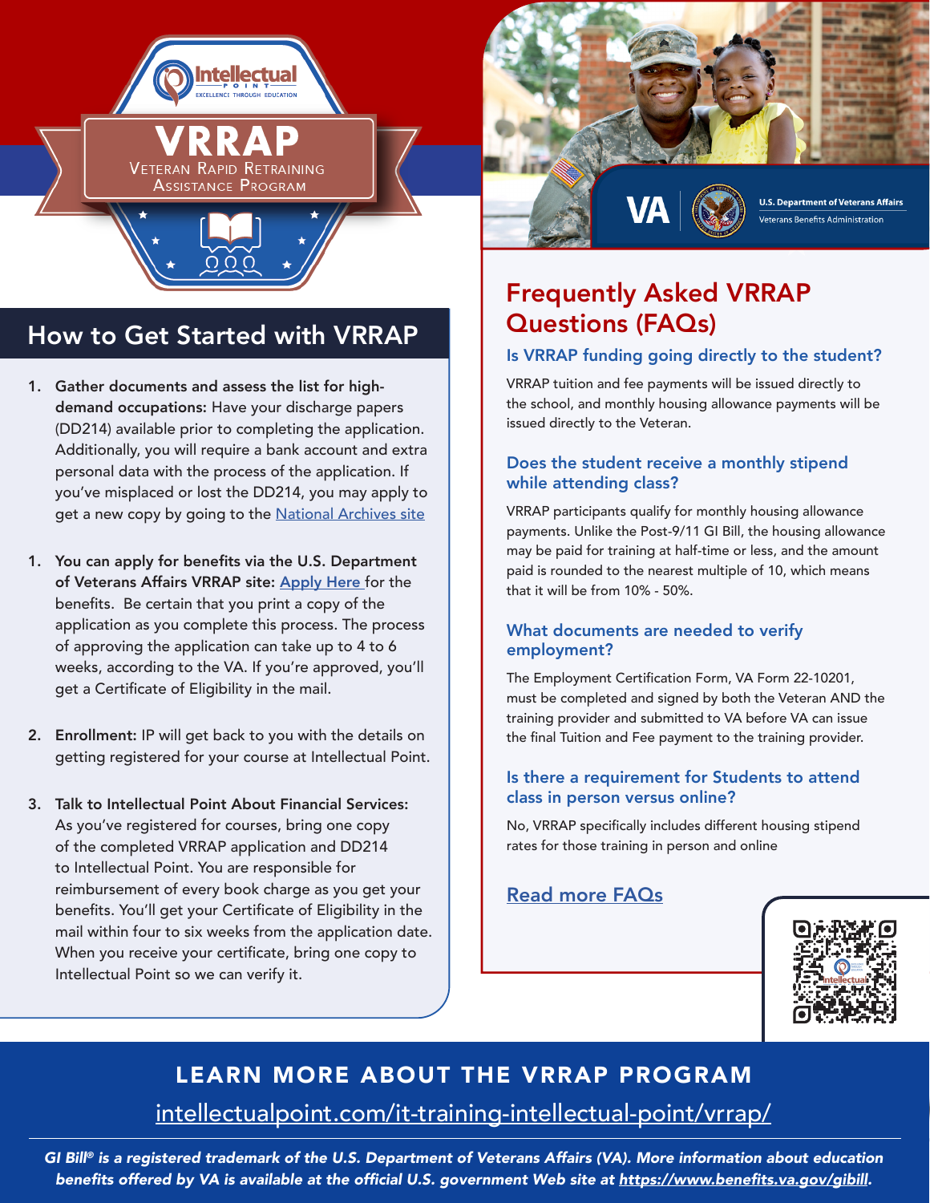Intellectual Point

EXCELLENCE THROUGH EDUCATION

# VRRAP

VETERAN RAPID RETRAINING ASSISTANCE PROGRAM

## How to Get Started with VRRAP

1. **Gather documents and assess the list for high-demand occupations:** Have your discharge papers (DD214) available prior to completing the application. Additionally, you will require a bank account and extra personal data with the process of the application. If you've misplaced or lost the DD214, you may apply to get a new copy by going to the National Archives site

1. **You can apply for benefits via the U.S. Department of Veterans Affairs VRRAP site:** Apply Here for the benefits. Be certain that you print a copy of the application as you complete this process. The process of approving the application can take up to 4 to 6 weeks, according to the VA. If you're approved, you'll get a Certificate of Eligibility in the mail.

2. **Enrollment:** IP will get back to you with the details on getting registered for your course at Intellectual Point.

3. **Talk to Intellectual Point About Financial Services:** As you've registered for courses, bring one copy of the completed VRRAP application and DD214 to Intellectual Point. You are responsible for reimbursement of every book charge as you get your benefits. You'll get your Certificate of Eligibility in the mail within four to six weeks from the application date. When you receive your certificate, bring one copy to Intellectual Point so we can verify it.

VA U.S. Department of Veterans Affairs
Veterans Benefits Administration

## Frequently Asked VRRAP Questions (FAQs)

### Is VRRAP funding going directly to the student?

VRRAP tuition and fee payments will be issued directly to the school, and monthly housing allowance payments will be issued directly to the Veteran.

### Does the student receive a monthly stipend while attending class?

VRRAP participants qualify for monthly housing allowance payments. Unlike the Post-9/11 GI Bill, the housing allowance may be paid for training at half-time or less, and the amount paid is rounded to the nearest multiple of 10, which means that it will be from 10% - 50%.

### What documents are needed to verify employment?

The Employment Certification Form, VA Form 22-10201, must be completed and signed by both the Veteran AND the training provider and submitted to VA before VA can issue the final Tuition and Fee payment to the training provider.

### Is there a requirement for Students to attend class in person versus online?

No, VRRAP specifically includes different housing stipend rates for those training in person and online

Read more FAQs

## LEARN MORE ABOUT THE VRRAP PROGRAM

intellectualpoint.com/it-training-intellectual-point/vrrap/

***GI Bill® is a registered trademark of the U.S. Department of Veterans Affairs (VA). More information about education benefits offered by VA is available at the official U.S. government Web site at https://www.benefits.va.gov/gibill.***